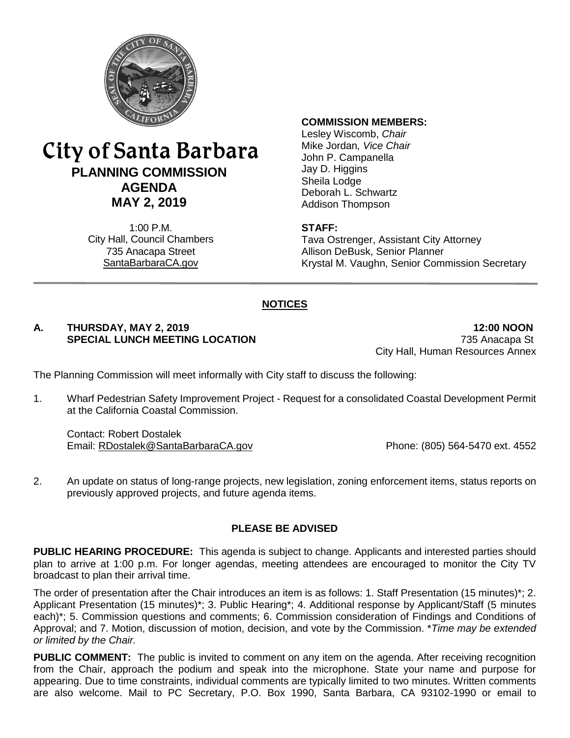# City of Santa Barbara

## PLANNING COMMISSION AGENDA

## MAY 2, 2019

1:00 P.M.
City Hall, Council Chambers
735 Anacapa Street
SantaBarbaraCA.gov

**COMMISSION MEMBERS:**
Lesley Wiscomb, *Chair*
Mike Jordan*, Vice Chair*
John P. Campanella
Jay D. Higgins
Sheila Lodge
Deborah L. Schwartz
Addison Thompson

**STAFF:**
Tava Ostrenger, Assistant City Attorney
Allison DeBusk, Senior Planner
Krystal M. Vaughn, Senior Commission Secretary

## NOTICES

**A. THURSDAY, MAY 2, 2019 — 12:00 NOON**
**SPECIAL LUNCH MEETING LOCATION** — 735 Anacapa St
City Hall, Human Resources Annex

The Planning Commission will meet informally with City staff to discuss the following:

1. Wharf Pedestrian Safety Improvement Project - Request for a consolidated Coastal Development Permit at the California Coastal Commission.

   Contact: Robert Dostalek
   Email: RDostalek@SantaBarbaraCA.gov — Phone: (805) 564-5470 ext. 4552

2. An update on status of long-range projects, new legislation, zoning enforcement items, status reports on previously approved projects, and future agenda items.

### PLEASE BE ADVISED

**PUBLIC HEARING PROCEDURE:** This agenda is subject to change. Applicants and interested parties should plan to arrive at 1:00 p.m. For longer agendas, meeting attendees are encouraged to monitor the City TV broadcast to plan their arrival time.

The order of presentation after the Chair introduces an item is as follows: 1. Staff Presentation (15 minutes)*; 2. Applicant Presentation (15 minutes)*; 3. Public Hearing*; 4. Additional response by Applicant/Staff (5 minutes each)*; 5. Commission questions and comments; 6. Commission consideration of Findings and Conditions of Approval; and 7. Motion, discussion of motion, decision, and vote by the Commission. \**Time may be extended or limited by the Chair.*

**PUBLIC COMMENT:** The public is invited to comment on any item on the agenda. After receiving recognition from the Chair, approach the podium and speak into the microphone. State your name and purpose for appearing. Due to time constraints, individual comments are typically limited to two minutes. Written comments are also welcome. Mail to PC Secretary, P.O. Box 1990, Santa Barbara, CA 93102-1990 or email to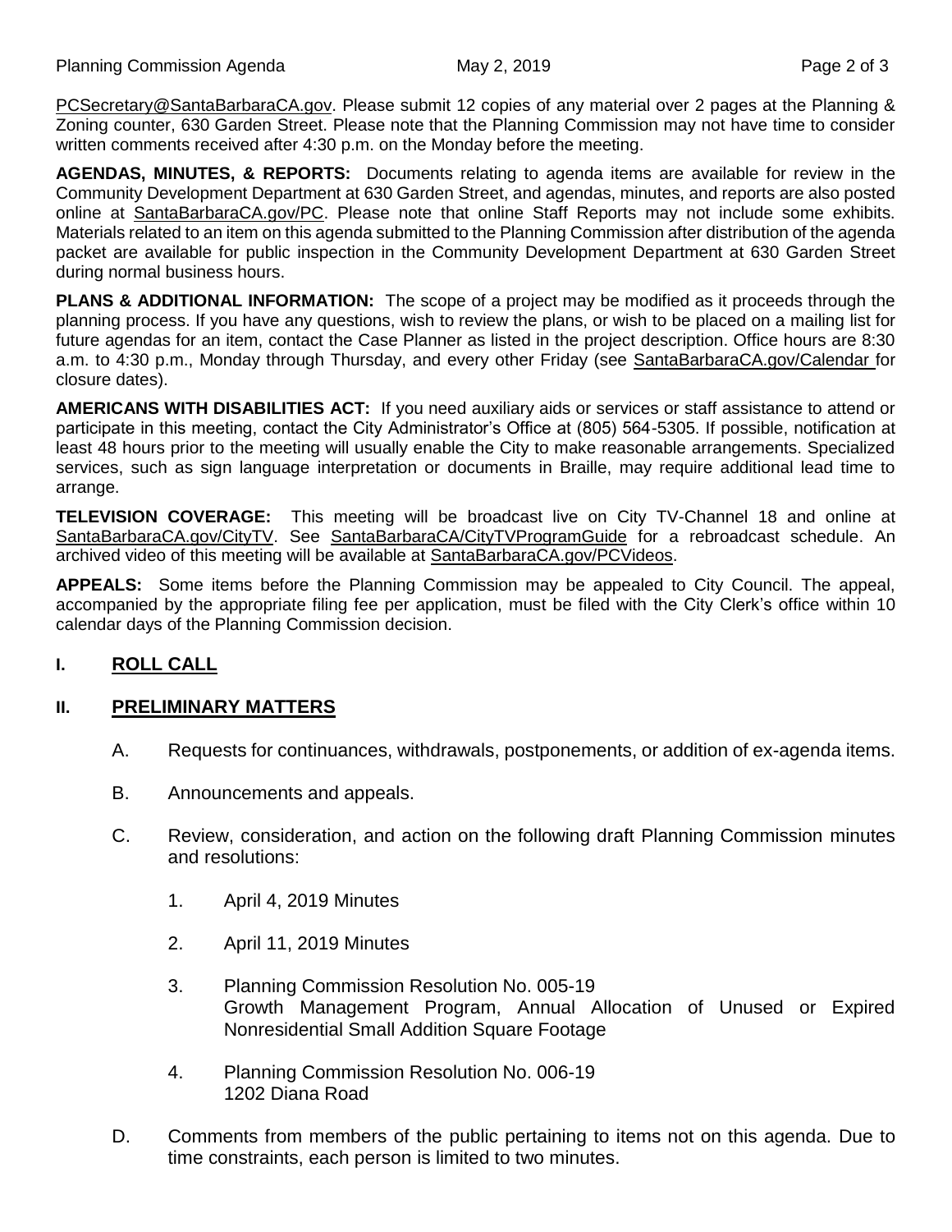PCSecretary@SantaBarbaraCA.gov. Please submit 12 copies of any material over 2 pages at the Planning & Zoning counter, 630 Garden Street. Please note that the Planning Commission may not have time to consider written comments received after 4:30 p.m. on the Monday before the meeting.

**AGENDAS, MINUTES, & REPORTS:** Documents relating to agenda items are available for review in the Community Development Department at 630 Garden Street, and agendas, minutes, and reports are also posted online at SantaBarbaraCA.gov/PC. Please note that online Staff Reports may not include some exhibits. Materials related to an item on this agenda submitted to the Planning Commission after distribution of the agenda packet are available for public inspection in the Community Development Department at 630 Garden Street during normal business hours.

**PLANS & ADDITIONAL INFORMATION:** The scope of a project may be modified as it proceeds through the planning process. If you have any questions, wish to review the plans, or wish to be placed on a mailing list for future agendas for an item, contact the Case Planner as listed in the project description. Office hours are 8:30 a.m. to 4:30 p.m., Monday through Thursday, and every other Friday (see SantaBarbaraCA.gov/Calendar for closure dates).

**AMERICANS WITH DISABILITIES ACT:** If you need auxiliary aids or services or staff assistance to attend or participate in this meeting, contact the City Administrator's Office at (805) 564-5305. If possible, notification at least 48 hours prior to the meeting will usually enable the City to make reasonable arrangements. Specialized services, such as sign language interpretation or documents in Braille, may require additional lead time to arrange.

**TELEVISION COVERAGE:** This meeting will be broadcast live on City TV-Channel 18 and online at SantaBarbaraCA.gov/CityTV. See SantaBarbaraCA/CityTVProgramGuide for a rebroadcast schedule. An archived video of this meeting will be available at SantaBarbaraCA.gov/PCVideos.

**APPEALS:** Some items before the Planning Commission may be appealed to City Council. The appeal, accompanied by the appropriate filing fee per application, must be filed with the City Clerk's office within 10 calendar days of the Planning Commission decision.

## I. ROLL CALL

## II. PRELIMINARY MATTERS

A. Requests for continuances, withdrawals, postponements, or addition of ex-agenda items.

B. Announcements and appeals.

C. Review, consideration, and action on the following draft Planning Commission minutes and resolutions:

1. April 4, 2019 Minutes

2. April 11, 2019 Minutes

3. Planning Commission Resolution No. 005-19
   Growth Management Program, Annual Allocation of Unused or Expired Nonresidential Small Addition Square Footage

4. Planning Commission Resolution No. 006-19
   1202 Diana Road

D. Comments from members of the public pertaining to items not on this agenda. Due to time constraints, each person is limited to two minutes.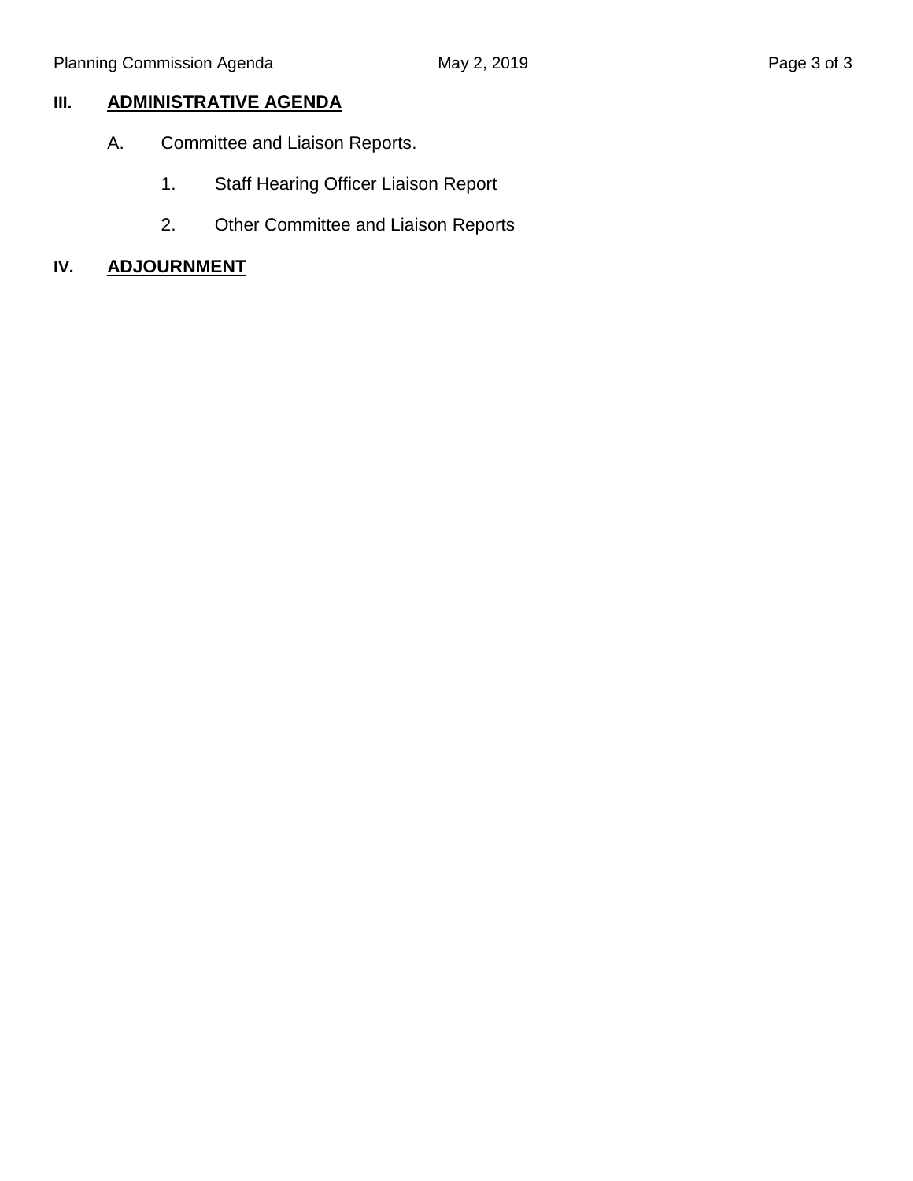## III. ADMINISTRATIVE AGENDA

A. Committee and Liaison Reports.

1. Staff Hearing Officer Liaison Report

2. Other Committee and Liaison Reports

## IV. ADJOURNMENT